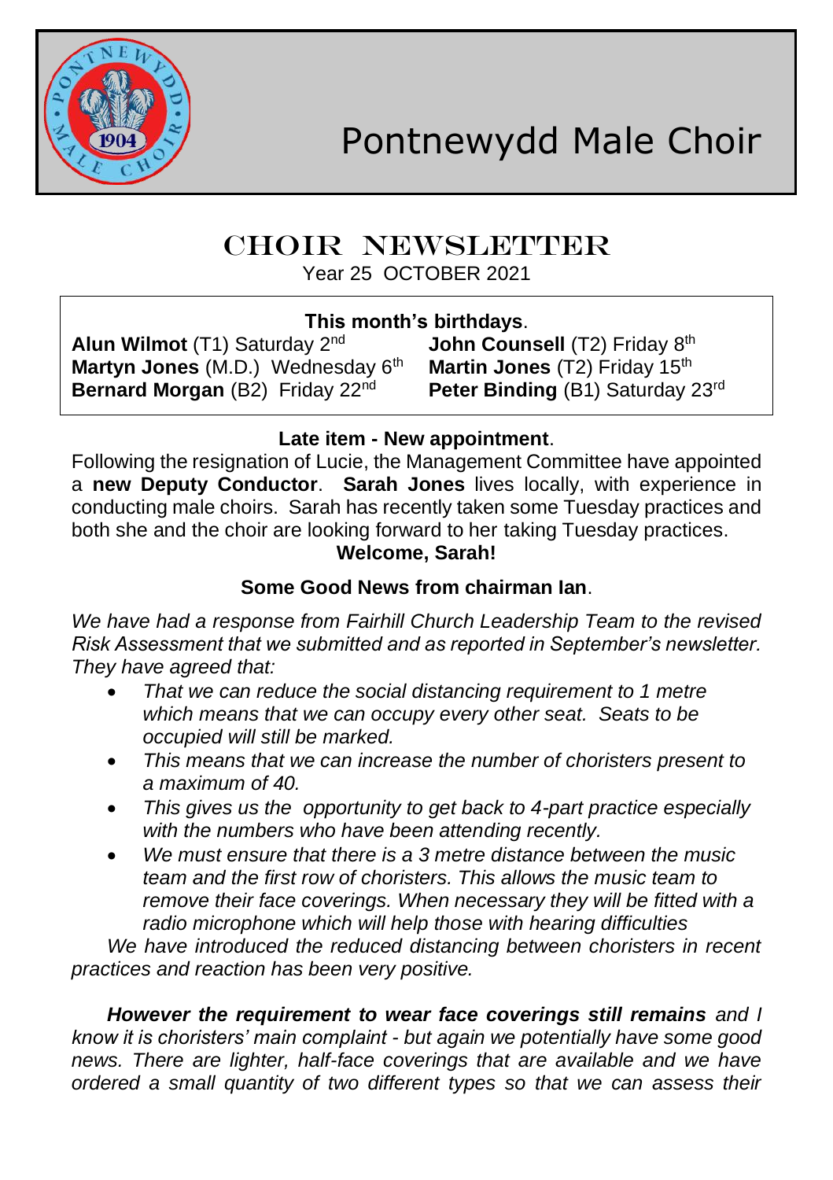# Pontnewydd Male Choir

## CHOIR NEWSLETTER

Year 25 OCTOBER 2021

**This month's birthdays**.

**Alun Wilmot** (T1) Saturday 2nd
**Martyn Jones** (M.D.) Wednesday 6th
**Bernard Morgan** (B2) Friday 22nd
**John Counsell** (T2) Friday 8th
**Martin Jones** (T2) Friday 15th
**Peter Binding** (B1) Saturday 23rd

**Late item - New appointment**.

Following the resignation of Lucie, the Management Committee have appointed a **new Deputy Conductor**. **Sarah Jones** lives locally, with experience in conducting male choirs. Sarah has recently taken some Tuesday practices and both she and the choir are looking forward to her taking Tuesday practices.

**Welcome, Sarah!**

**Some Good News from chairman Ian**.

*We have had a response from Fairhill Church Leadership Team to the revised Risk Assessment that we submitted and as reported in September's newsletter. They have agreed that:*

- *That we can reduce the social distancing requirement to 1 metre which means that we can occupy every other seat. Seats to be occupied will still be marked.*
- *This means that we can increase the number of choristers present to a maximum of 40.*
- *This gives us the opportunity to get back to 4-part practice especially with the numbers who have been attending recently.*
- *We must ensure that there is a 3 metre distance between the music team and the first row of choristers. This allows the music team to remove their face coverings. When necessary they will be fitted with a radio microphone which will help those with hearing difficulties*

*We have introduced the reduced distancing between choristers in recent practices and reaction has been very positive.*

***However the requirement to wear face coverings still remains** and I know it is choristers' main complaint - but again we potentially have some good news. There are lighter, half-face coverings that are available and we have ordered a small quantity of two different types so that we can assess their*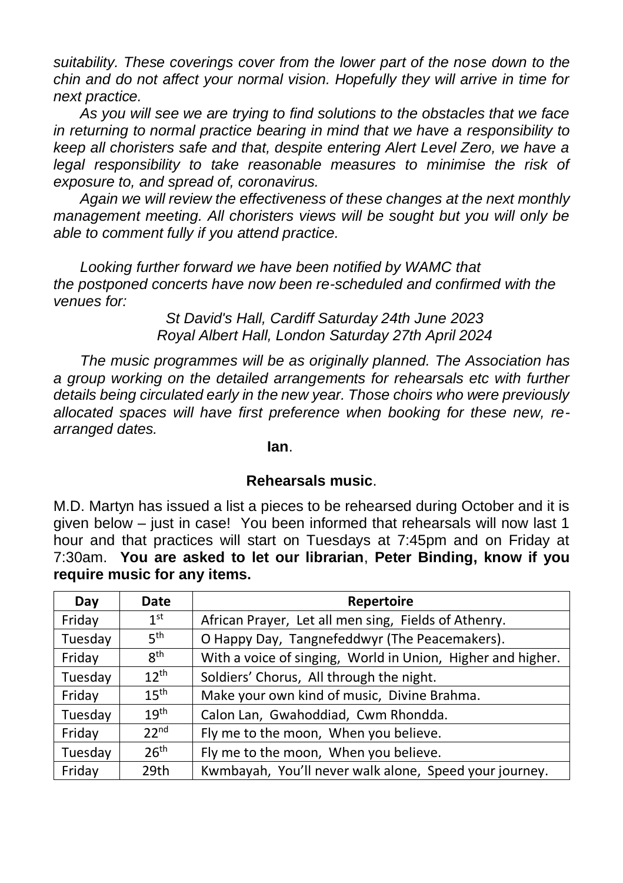*suitability. These coverings cover from the lower part of the nose down to the chin and do not affect your normal vision. Hopefully they will arrive in time for next practice.*

*As you will see we are trying to find solutions to the obstacles that we face in returning to normal practice bearing in mind that we have a responsibility to keep all choristers safe and that, despite entering Alert Level Zero, we have a legal responsibility to take reasonable measures to minimise the risk of exposure to, and spread of, coronavirus.*

*Again we will review the effectiveness of these changes at the next monthly management meeting. All choristers views will be sought but you will only be able to comment fully if you attend practice.*

*Looking further forward we have been notified by WAMC that the postponed concerts have now been re-scheduled and confirmed with the venues for:*

*St David's Hall, Cardiff Saturday 24th June 2023*
*Royal Albert Hall, London Saturday 27th April 2024*

*The music programmes will be as originally planned. The Association has a group working on the detailed arrangements for rehearsals etc with further details being circulated early in the new year. Those choirs who were previously allocated spaces will have first preference when booking for these new, re-arranged dates.*

**Ian**.

## **Rehearsals music**.

M.D. Martyn has issued a list a pieces to be rehearsed during October and it is given below – just in case! You been informed that rehearsals will now last 1 hour and that practices will start on Tuesdays at 7:45pm and on Friday at 7:30am. **You are asked to let our librarian**, **Peter Binding, know if you require music for any items.**

| Day | Date | Repertoire |
|---|---|---|
| Friday | 1st | African Prayer, Let all men sing, Fields of Athenry. |
| Tuesday | 5th | O Happy Day, Tangnefeddwyr (The Peacemakers). |
| Friday | 8th | With a voice of singing, World in Union, Higher and higher. |
| Tuesday | 12th | Soldiers' Chorus, All through the night. |
| Friday | 15th | Make your own kind of music, Divine Brahma. |
| Tuesday | 19th | Calon Lan, Gwahoddiad, Cwm Rhondda. |
| Friday | 22nd | Fly me to the moon, When you believe. |
| Tuesday | 26th | Fly me to the moon, When you believe. |
| Friday | 29th | Kwmbayah, You'll never walk alone, Speed your journey. |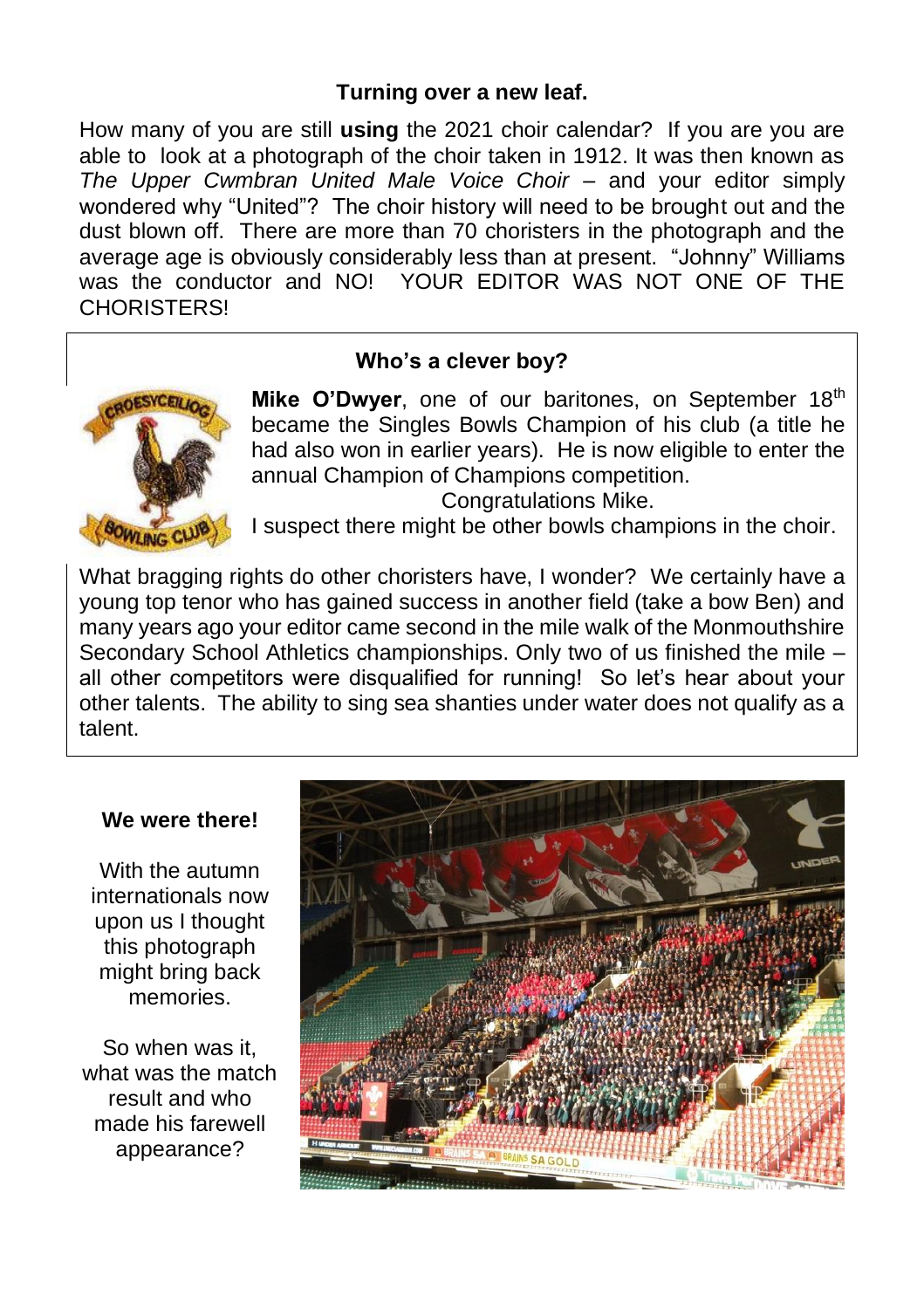## Turning over a new leaf.

How many of you are still **using** the 2021 choir calendar? If you are you are able to look at a photograph of the choir taken in 1912. It was then known as *The Upper Cwmbran United Male Voice Choir* – and your editor simply wondered why "United"? The choir history will need to be brought out and the dust blown off. There are more than 70 choristers in the photograph and the average age is obviously considerably less than at present. "Johnny" Williams was the conductor and NO! YOUR EDITOR WAS NOT ONE OF THE CHORISTERS!

## Who's a clever boy?

**Mike O'Dwyer**, one of our baritones, on September 18th became the Singles Bowls Champion of his club (a title he had also won in earlier years). He is now eligible to enter the annual Champion of Champions competition.

Congratulations Mike.

I suspect there might be other bowls champions in the choir.

What bragging rights do other choristers have, I wonder? We certainly have a young top tenor who has gained success in another field (take a bow Ben) and many years ago your editor came second in the mile walk of the Monmouthshire Secondary School Athletics championships. Only two of us finished the mile – all other competitors were disqualified for running! So let's hear about your other talents. The ability to sing sea shanties under water does not qualify as a talent.

## We were there!

With the autumn internationals now upon us I thought this photograph might bring back memories.

So when was it, what was the match result and who made his farewell appearance?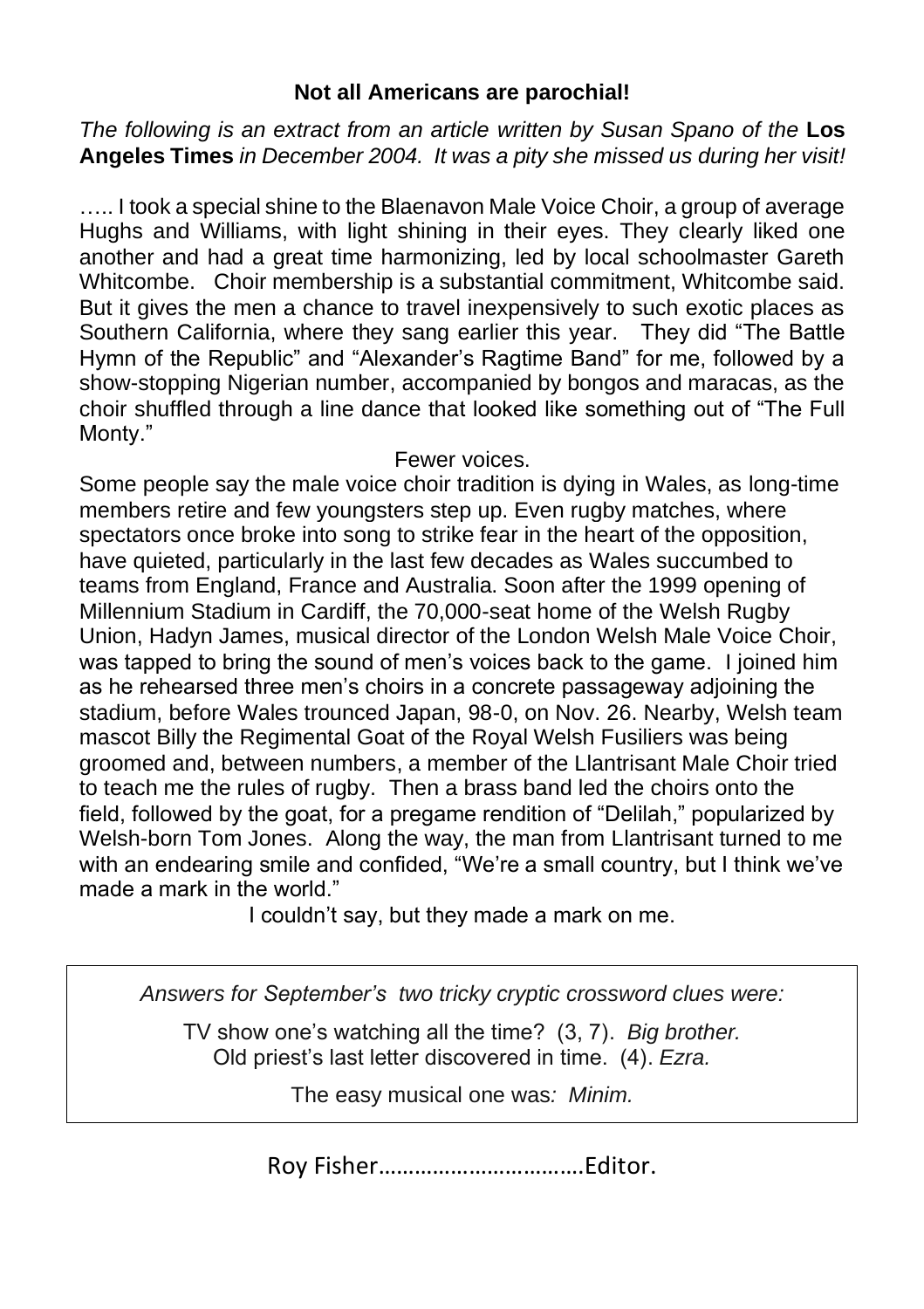## Not all Americans are parochial!

*The following is an extract from an article written by Susan Spano of the* **Los Angeles Times** *in December 2004. It was a pity she missed us during her visit!*

….. I took a special shine to the Blaenavon Male Voice Choir, a group of average Hughs and Williams, with light shining in their eyes. They clearly liked one another and had a great time harmonizing, led by local schoolmaster Gareth Whitcombe. Choir membership is a substantial commitment, Whitcombe said. But it gives the men a chance to travel inexpensively to such exotic places as Southern California, where they sang earlier this year. They did "The Battle Hymn of the Republic" and "Alexander's Ragtime Band" for me, followed by a show-stopping Nigerian number, accompanied by bongos and maracas, as the choir shuffled through a line dance that looked like something out of "The Full Monty."

Fewer voices.

Some people say the male voice choir tradition is dying in Wales, as long-time members retire and few youngsters step up. Even rugby matches, where spectators once broke into song to strike fear in the heart of the opposition, have quieted, particularly in the last few decades as Wales succumbed to teams from England, France and Australia. Soon after the 1999 opening of Millennium Stadium in Cardiff, the 70,000-seat home of the Welsh Rugby Union, Hadyn James, musical director of the London Welsh Male Voice Choir, was tapped to bring the sound of men's voices back to the game. I joined him as he rehearsed three men's choirs in a concrete passageway adjoining the stadium, before Wales trounced Japan, 98-0, on Nov. 26. Nearby, Welsh team mascot Billy the Regimental Goat of the Royal Welsh Fusiliers was being groomed and, between numbers, a member of the Llantrisant Male Choir tried to teach me the rules of rugby. Then a brass band led the choirs onto the field, followed by the goat, for a pregame rendition of "Delilah," popularized by Welsh-born Tom Jones. Along the way, the man from Llantrisant turned to me with an endearing smile and confided, "We're a small country, but I think we've made a mark in the world."

I couldn't say, but they made a mark on me.

*Answers for September's two tricky cryptic crossword clues were:*

TV show one's watching all the time? (3, 7). *Big brother.*
Old priest's last letter discovered in time. (4). *Ezra.*

The easy musical one was*: Minim.*

Roy Fisher…………………………….Editor.